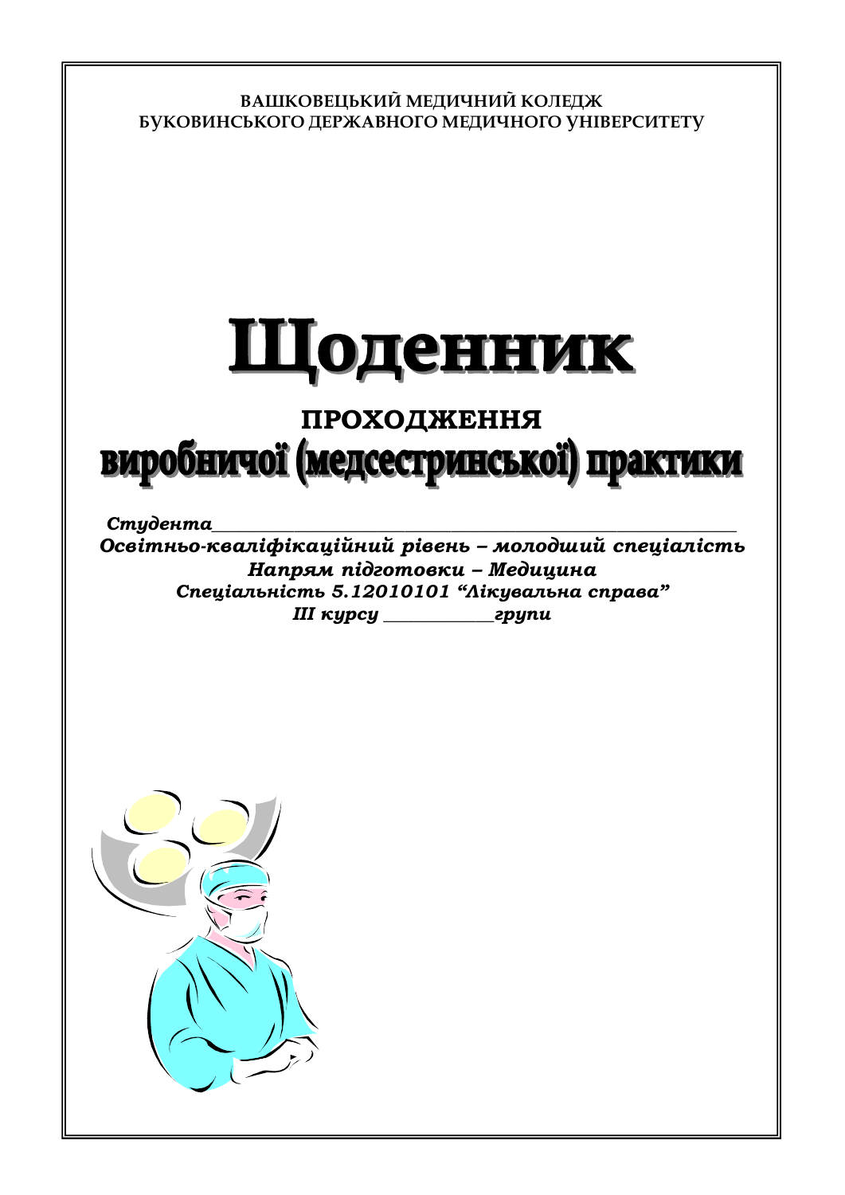ВАШКОВЕЦЬКИЙ МЕДИЧНИЙ КОЛЕДЖ
БУКОВИНСЬКОГО ДЕРЖАВНОГО МЕДИЧНОГО УНІВЕРСИТЕТУ

# Щоденник

## ПРОХОДЖЕННЯ
## виробничої (медсестринської) практики

***Студента***_______________________________________________________________

***Освітньо-кваліфікаційний рівень – молодший спеціаліст***

***Напрям підготовки – Медицина***

***Спеціальність 5.12010101 “Лікувальна справа”***

***III курсу ____________групи***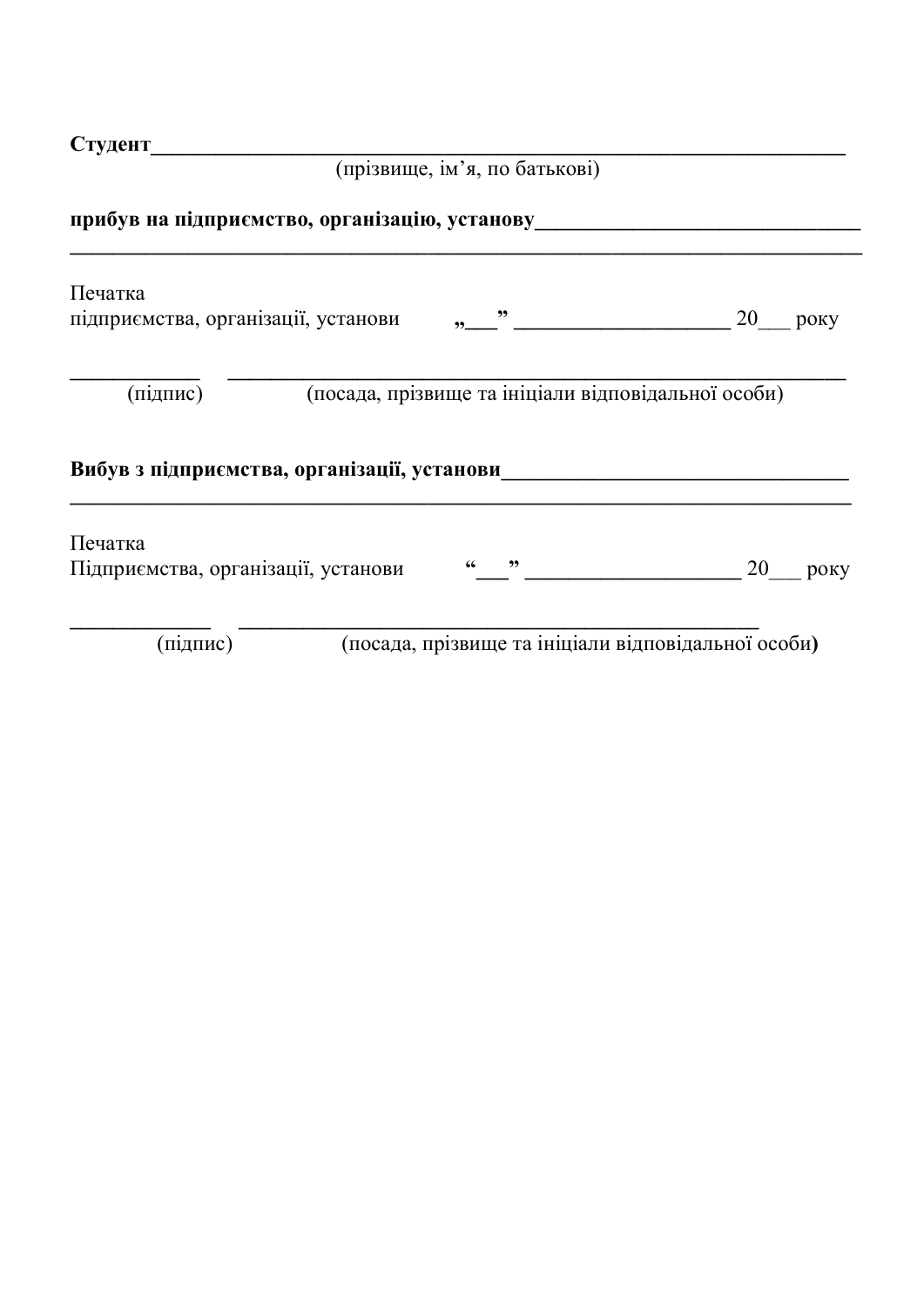**Студент**_______________________________________________________________

(прізвище, ім’я, по батькові)

**прибув на підприємство, організацію, установу**______________________________

_____________________________________________________________________________

Печатка
підприємства, організації, установи „___” ____________________ 20___ року

____________ ______________________________________________________

(підпис) (посада, прізвище та ініціали відповідальної особи)

**Вибув з підприємства, організації, установи**_______________________________

_____________________________________________________________________________

Печатка
Підприємства, організації, установи “___” ____________________ 20___ року

_____________ ______________________________________________

(підпис) (посада, прізвище та ініціали відповідальної особи)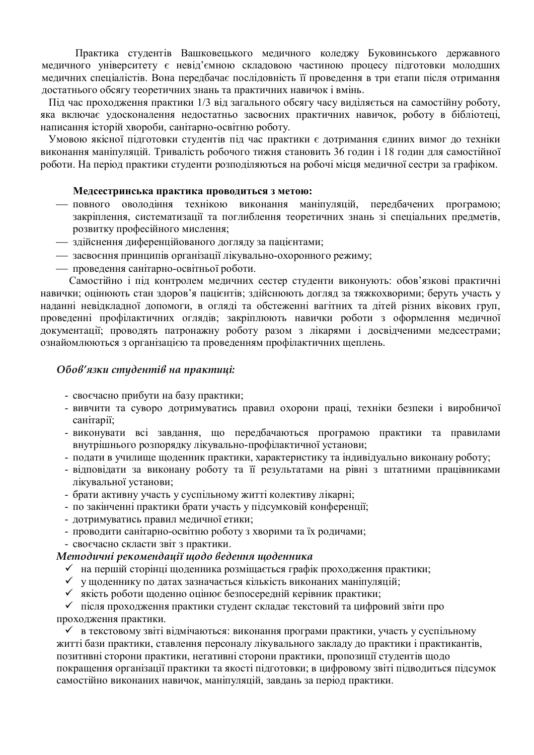Практика студентів Вашковецького медичного коледжу Буковинського державного медичного університету є невід'ємною складовою частиною процесу підготовки молодших медичних спеціалістів. Вона передбачає послідовність її проведення в три етапи після отримання достатнього обсягу теоретичних знань та практичних навичок і вмінь.

Під час проходження практики 1/3 від загального обсягу часу виділяється на самостійну роботу, яка включає удосконалення недостатньо засвоєних практичних навичок, роботу в бібліотеці, написання історій хвороби, санітарно-освітню роботу.

Умовою якісної підготовки студентів під час практики є дотримання єдиних вимог до техніки виконання маніпуляцій. Тривалість робочого тижня становить 36 годин і 18 годин для самостійної роботи. На період практики студенти розподіляються на робочі місця медичної сестри за графіком.

**Медсестринська практика проводиться з метою:**

- повного оволодіння технікою виконання маніпуляцій, передбачених програмою; закріплення, систематизації та поглиблення теоретичних знань зі спеціальних предметів, розвитку професійного мислення;
- здійснення диференційованого догляду за пацієнтами;
- засвоєння принципів організації лікувально-охоронного режиму;
- проведення санітарно-освітньої роботи.

Самостійно і під контролем медичних сестер студенти виконують: обов'язкові практичні навички; оцінюють стан здоров'я пацієнтів; здійснюють догляд за тяжкохворими; беруть участь у наданні невідкладної допомоги, в огляді та обстеженні вагітних та дітей різних вікових груп, проведенні профілактичних оглядів; закріплюють навички роботи з оформлення медичної документації; проводять патронажну роботу разом з лікарями і досвідченими медсестрами; ознайомлюються з організацією та проведенням профілактичних щеплень.

***Обов'язки студентів на практиці:***

- своєчасно прибути на базу практики;
- вивчити та суворо дотримуватись правил охорони праці, техніки безпеки і виробничої санітарії;
- виконувати всі завдання, що передбачаються програмою практики та правилами внутрішнього розпорядку лікувально-профілактичної установи;
- подати в училище щоденник практики, характеристику та індивідуально виконану роботу;
- відповідати за виконану роботу та її результатами на рівні з штатними працівниками лікувальної установи;
- брати активну участь у суспільному житті колективу лікарні;
- по закінченні практики брати участь у підсумковій конференції;
- дотримуватись правил медичної етики;
- проводити санітарно-освітню роботу з хворими та їх родичами;
- своєчасно скласти звіт з практики.

***Методичні рекомендації щодо ведення щоденника***

- ✓ на першій сторінці щоденника розміщається графік проходження практики;
- ✓ у щоденнику по датах зазначається кількість виконаних маніпуляцій;
- ✓ якість роботи щоденно оцінює безпосередній керівник практики;
- ✓ після проходження практики студент складає текстовий та цифровий звіти про проходження практики.
- ✓ в текстовому звіті відмічаються: виконання програми практики, участь у суспільному житті бази практики, ставлення персоналу лікувального закладу до практики і практикантів, позитивні сторони практики, негативні сторони практики, пропозиції студентів щодо покращення організації практики та якості підготовки; в цифровому звіті підводиться підсумок самостійно виконаних навичок, маніпуляцій, завдань за період практики.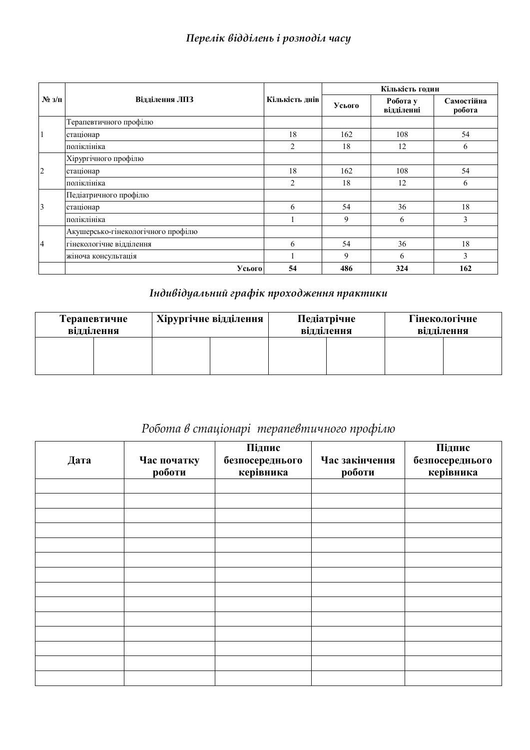*Перелік відділень і розподіл часу*

| № з/п | Відділення ЛПЗ | Кількість днів | Кількість годин | | |
|---|---|---|---|---|---|
| | | | Усього | Робота у відділенні | Самостійна робота |
| 1 | Терапевтичного профілю | | | | |
| | стаціонар | 18 | 162 | 108 | 54 |
| | поліклініка | 2 | 18 | 12 | 6 |
| 2 | Хірургічного профілю | | | | |
| | стаціонар | 18 | 162 | 108 | 54 |
| | поліклініка | 2 | 18 | 12 | 6 |
| 3 | Педіатричного профілю | | | | |
| | стаціонар | 6 | 54 | 36 | 18 |
| | поліклініка | 1 | 9 | 6 | 3 |
| 4 | Акушерсько-гінекологічного профілю | | | | |
| | гінекологічне відділення | 6 | 54 | 36 | 18 |
| | жіноча консультація | 1 | 9 | 6 | 3 |
| | **Усього** | **54** | **486** | **324** | **162** |

*Індивідуальний графік проходження практики*

| Терапевтичне відділення | | Хірургічне відділення | | Педіатрічне відділення | | Гінекологічне відділення | |
|---|---|---|---|---|---|---|---|
| | | | | | | | |

*Робота в стаціонарі терапевтичного профілю*

| Дата | Час початку роботи | Підпис безпосереднього керівника | Час закінчення роботи | Підпис безпосереднього керівника |
|---|---|---|---|---|
| | | | | |
| | | | | |
| | | | | |
| | | | | |
| | | | | |
| | | | | |
| | | | | |
| | | | | |
| | | | | |
| | | | | |
| | | | | |
| | | | | |
| | | | | |
| | | | | |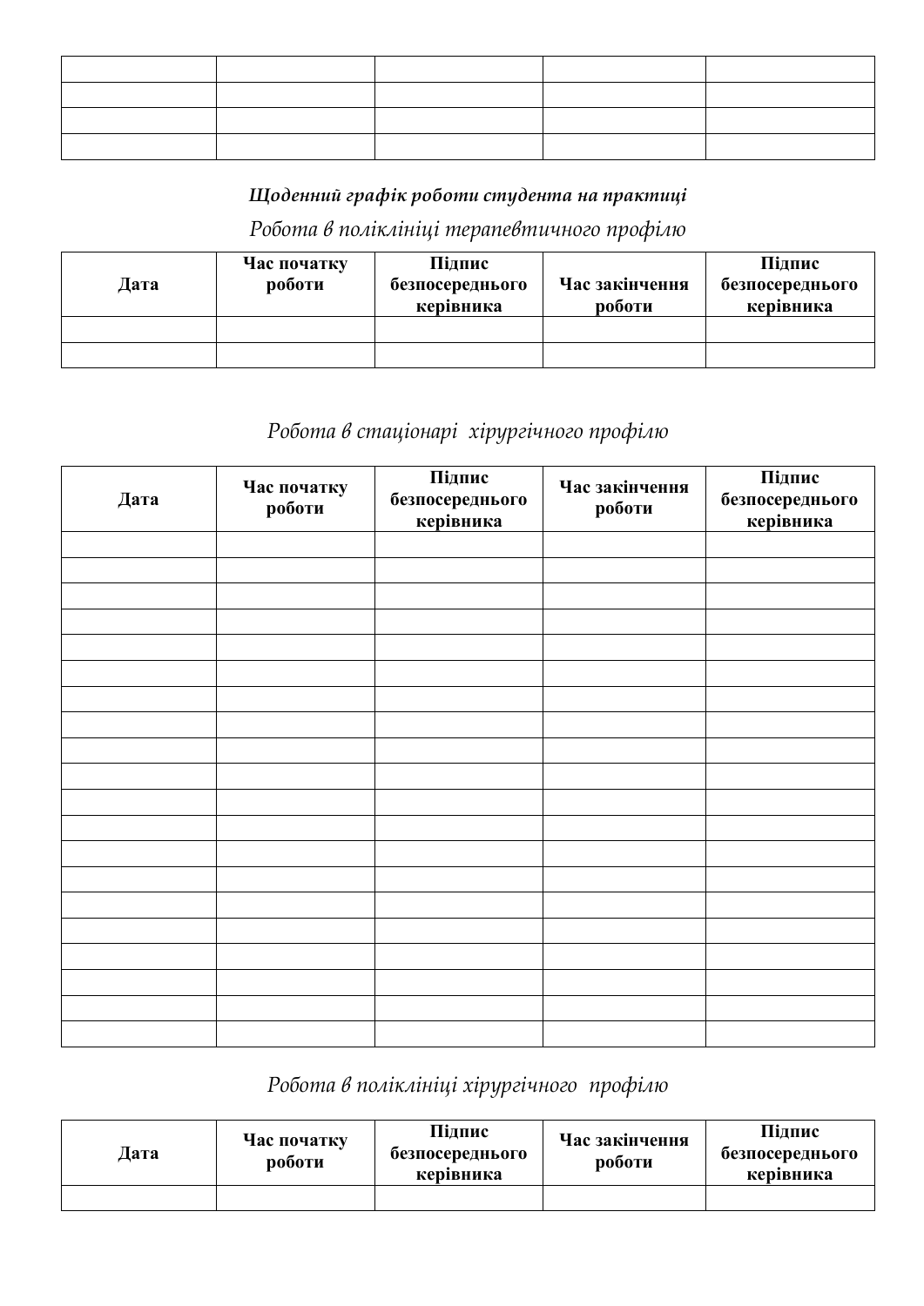| | | | | |
|---|---|---|---|---|
| | | | | |
| | | | | |
| | | | | |
| | | | | |

***Щоденний графік роботи студента на практиці***

*Робота в поліклініці терапевтичного профілю*

| Дата | Час початку роботи | Підпис безпосереднього керівника | Час закінчення роботи | Підпис безпосереднього керівника |
|---|---|---|---|---|
| | | | | |
| | | | | |

*Робота в стаціонарі хірургічного профілю*

| Дата | Час початку роботи | Підпис безпосереднього керівника | Час закінчення роботи | Підпис безпосереднього керівника |
|---|---|---|---|---|
| | | | | |
| | | | | |
| | | | | |
| | | | | |
| | | | | |
| | | | | |
| | | | | |
| | | | | |
| | | | | |
| | | | | |
| | | | | |
| | | | | |
| | | | | |
| | | | | |
| | | | | |
| | | | | |
| | | | | |
| | | | | |
| | | | | |
| | | | | |

*Робота в поліклініці хірургічного профілю*

| Дата | Час початку роботи | Підпис безпосереднього керівника | Час закінчення роботи | Підпис безпосереднього керівника |
|---|---|---|---|---|
| | | | | |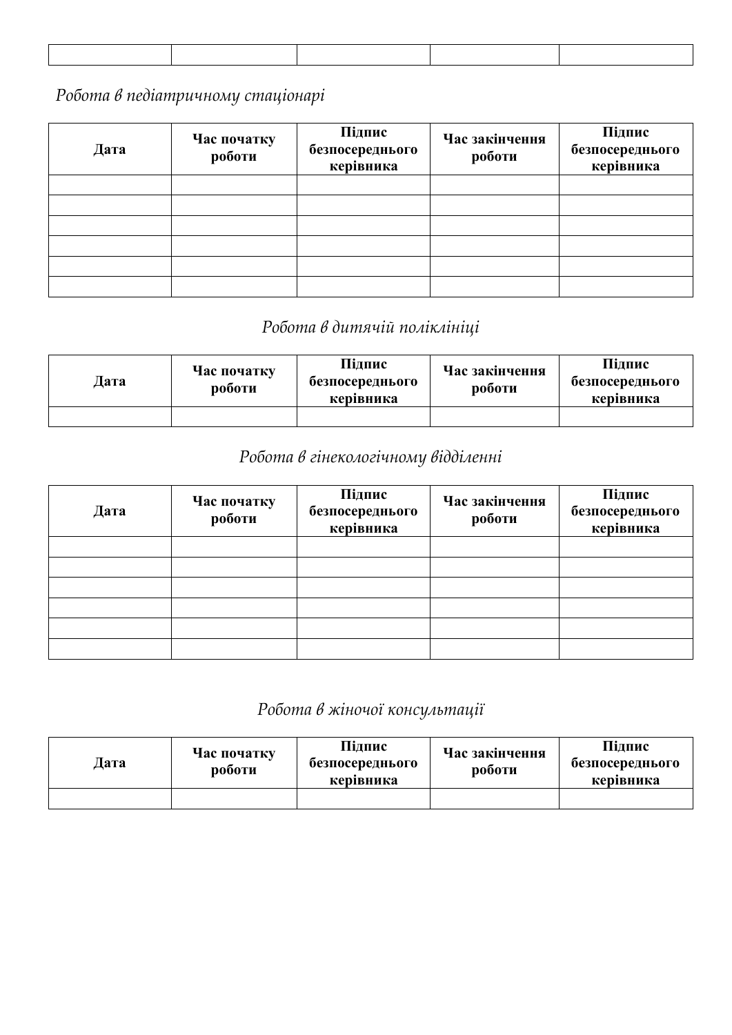| | | | | |
|---|---|---|---|---|
| | | | | |

*Робота в педіатричному стаціонарі*

| Дата | Час початку роботи | Підпис безпосереднього керівника | Час закінчення роботи | Підпис безпосереднього керівника |
|---|---|---|---|---|
| | | | | |
| | | | | |
| | | | | |
| | | | | |
| | | | | |
| | | | | |

*Робота в дитячій поліклініці*

| Дата | Час початку роботи | Підпис безпосереднього керівника | Час закінчення роботи | Підпис безпосереднього керівника |
|---|---|---|---|---|
| | | | | |

*Робота в гінекологічному відділенні*

| Дата | Час початку роботи | Підпис безпосереднього керівника | Час закінчення роботи | Підпис безпосереднього керівника |
|---|---|---|---|---|
| | | | | |
| | | | | |
| | | | | |
| | | | | |
| | | | | |
| | | | | |

*Робота в жіночої консультації*

| Дата | Час початку роботи | Підпис безпосереднього керівника | Час закінчення роботи | Підпис безпосереднього керівника |
|---|---|---|---|---|
| | | | | |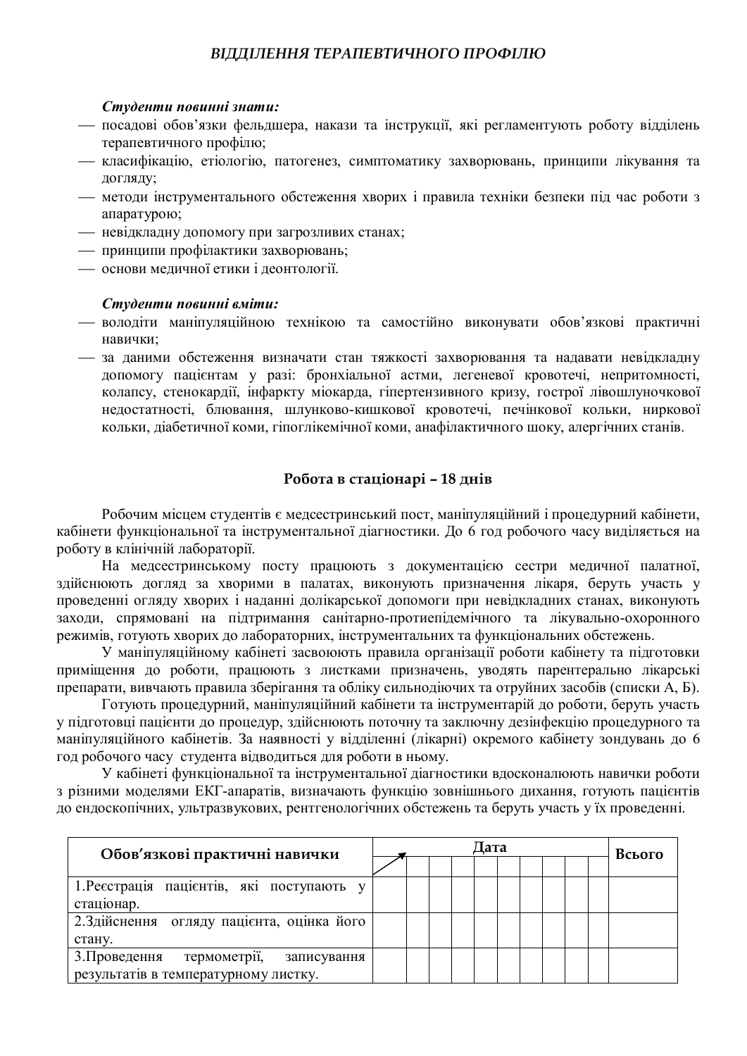### *ВІДДІЛЕННЯ ТЕРАПЕВТИЧНОГО ПРОФІЛЮ*

***Студенти повинні знати:***

- посадові обов'язки фельдшера, накази та інструкції, які регламентують роботу відділень терапевтичного профілю;
- класифікацію, етіологію, патогенез, симптоматику захворювань, принципи лікування та догляду;
- методи інструментального обстеження хворих і правила техніки безпеки під час роботи з апаратурою;
- невідкладну допомогу при загрозливих станах;
- принципи профілактики захворювань;
- основи медичної етики і деонтології.

***Студенти повинні вміти:***

- володіти маніпуляційною технікою та самостійно виконувати обов'язкові практичні навички;
- за даними обстеження визначати стан тяжкості захворювання та надавати невідкладну допомогу пацієнтам у разі: бронхіальної астми, легеневої кровотечі, непритомності, колапсу, стенокардії, інфаркту міокарда, гіпертензивного кризу, гострої лівошлуночкової недостатності, блювання, шлунково-кишкової кровотечі, печінкової кольки, ниркової кольки, діабетичної коми, гіпоглікемічної коми, анафілактичного шоку, алергічних станів.

**Робота в стаціонарі – 18 днів**

Робочим місцем студентів є медсестринський пост, маніпуляційний і процедурний кабінети, кабінети функціональної та інструментальної діагностики. До 6 год робочого часу виділяється на роботу в клінічній лабораторії.

На медсестринському посту працюють з документацією сестри медичної палатної, здійснюють догляд за хворими в палатах, виконують призначення лікаря, беруть участь у проведенні огляду хворих і наданні долікарської допомоги при невідкладних станах, виконують заходи, спрямовані на підтримання санітарно-протиепідемічного та лікувально-охоронного режимів, готують хворих до лабораторних, інструментальних та функціональних обстежень.

У маніпуляційному кабінеті засвоюють правила організації роботи кабінету та підготовки приміщення до роботи, працюють з листками призначень, уводять парентерально лікарські препарати, вивчають правила зберігання та обліку сильнодіючих та отруйних засобів (списки А, Б).

Готують процедурний, маніпуляційний кабінети та інструментарій до роботи, беруть участь у підготовці пацієнти до процедур, здійснюють поточну та заключну дезінфекцію процедурного та маніпуляційного кабінетів. За наявності у відділенні (лікарні) окремого кабінету зондувань до 6 год робочого часу студента відводиться для роботи в ньому.

У кабінеті функціональної та інструментальної діагностики вдосконалюють навички роботи з різними моделями ЕКГ-апаратів, визначають функцію зовнішнього дихання, готують пацієнтів до ендоскопічних, ультразвукових, рентгенологічних обстежень та беруть участь у їх проведенні.

| Обов'язкові практичні навички | Дата | | | | | | | | | | | Всього |
|---|---|---|---|---|---|---|---|---|---|---|---|---|
| | | | | | | | | | | | | |
| 1.Реєстрація пацієнтів, які поступають у стаціонар. | | | | | | | | | | | | |
| 2.Здійснення огляду пацієнта, оцінка його стану. | | | | | | | | | | | | |
| 3.Проведення термометрії, записування результатів в температурному листку. | | | | | | | | | | | | |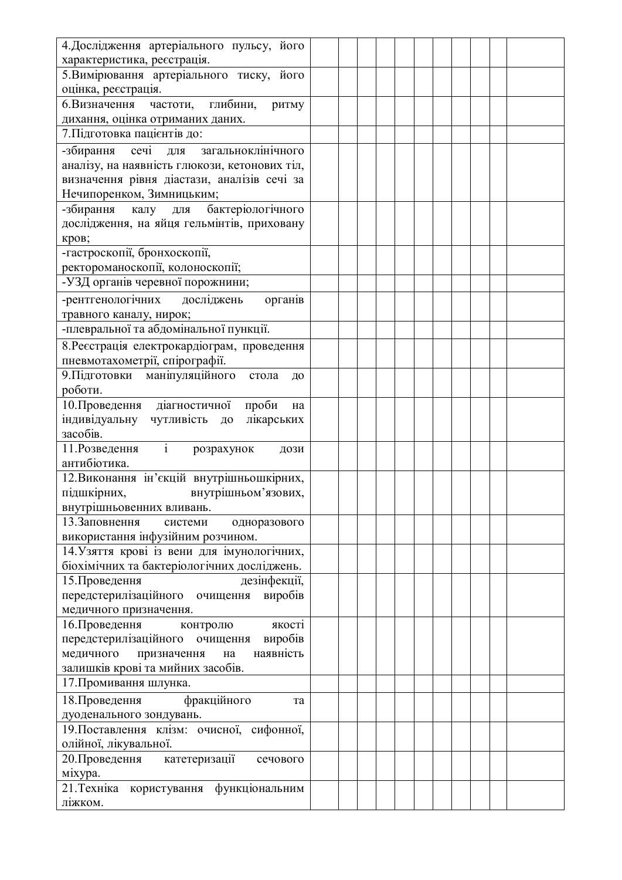| | | | | | | | | | | | |
|---|---|---|---|---|---|---|---|---|---|---|---|
| 4.Дослідження артеріального пульсу, його характеристика, реєстрація. | | | | | | | | | | | |
| 5.Вимірювання артеріального тиску, його оцінка, реєстрація. | | | | | | | | | | | |
| 6.Визначення частоти, глибини, ритму дихання, оцінка отриманих даних. | | | | | | | | | | | |
| 7.Підготовка пацієнтів до: | | | | | | | | | | | |
| -збирання сечі для загальноклінічного аналізу, на наявність глюкози, кетонових тіл, визначення рівня діастази, аналізів сечі за Нечипоренком, Зимницьким; | | | | | | | | | | | |
| -збирання калу для бактеріологічного дослідження, на яйця гельмінтів, приховану кров; | | | | | | | | | | | |
| -гастроскопії, бронхоскопії, ректороманоскопії, колоноскопії; | | | | | | | | | | | |
| -УЗД органів черевної порожнини; | | | | | | | | | | | |
| -рентгенологічних досліджень органів травного каналу, нирок; | | | | | | | | | | | |
| -плевральної та абдомінальної пункції. | | | | | | | | | | | |
| 8.Реєстрація електрокардіограм, проведення пневмотахометрії, спірографії. | | | | | | | | | | | |
| 9.Підготовки маніпуляційного стола до роботи. | | | | | | | | | | | |
| 10.Проведення діагностичної проби на індивідуальну чутливість до лікарських засобів. | | | | | | | | | | | |
| 11.Розведення і розрахунок дози антибіотика. | | | | | | | | | | | |
| 12.Виконання ін’єкцій внутрішньошкірних, підшкірних, внутрішньом’язових, внутрішньовенних вливань. | | | | | | | | | | | |
| 13.Заповнення системи одноразового використання інфузійним розчином. | | | | | | | | | | | |
| 14.Узяття крові із вени для імунологічних, біохімічних та бактеріологічних досліджень. | | | | | | | | | | | |
| 15.Проведення дезінфекції, передстерилізаційного очищення виробів медичного призначення. | | | | | | | | | | | |
| 16.Проведення контролю якості передстерилізаційного очищення виробів медичного призначення на наявність залишків крові та мийних засобів. | | | | | | | | | | | |
| 17.Промивання шлунка. | | | | | | | | | | | |
| 18.Проведення фракційного та дуоденального зондувань. | | | | | | | | | | | |
| 19.Поставлення клізм: очисної, сифонної, олійної, лікувальної. | | | | | | | | | | | |
| 20.Проведення катетеризації сечового міхура. | | | | | | | | | | | |
| 21.Техніка користування функціональним ліжком. | | | | | | | | | | | |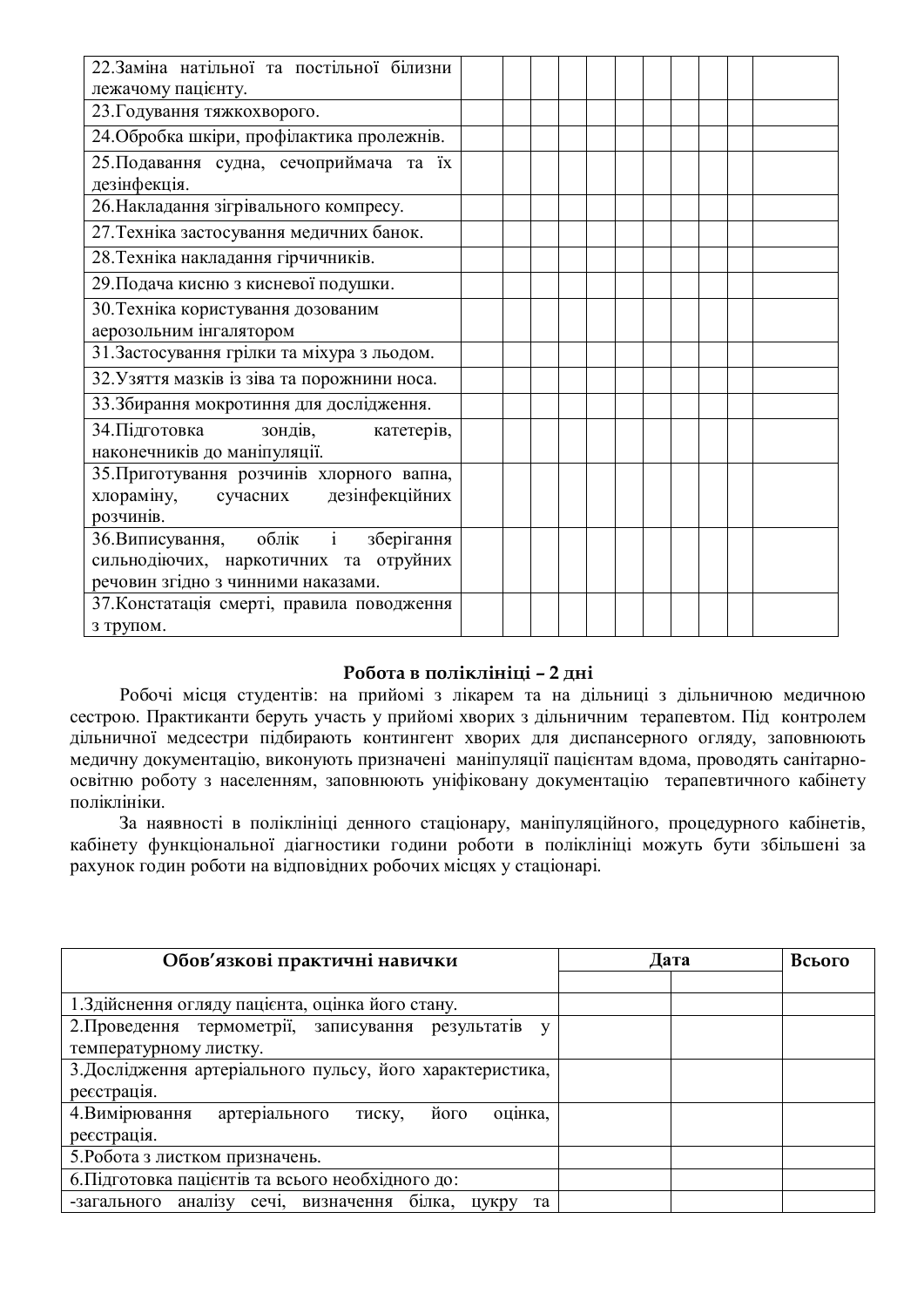| | | | | | | | | | | | |
|---|---|---|---|---|---|---|---|---|---|---|---|
| 22.Заміна натільної та постільної білизни лежачому пацієнту. | | | | | | | | | | | |
| 23.Годування тяжкохворого. | | | | | | | | | | | |
| 24.Обробка шкіри, профілактика пролежнів. | | | | | | | | | | | |
| 25.Подавання судна, сечоприймача та їх дезінфекція. | | | | | | | | | | | |
| 26.Накладання зігрівального компресу. | | | | | | | | | | | |
| 27.Техніка застосування медичних банок. | | | | | | | | | | | |
| 28.Техніка накладання гірчичників. | | | | | | | | | | | |
| 29.Подача кисню з кисневої подушки. | | | | | | | | | | | |
| 30.Техніка користування дозованим аерозольним інгалятором | | | | | | | | | | | |
| 31.Застосування грілки та міхура з льодом. | | | | | | | | | | | |
| 32.Узяття мазків із зіва та порожнини носа. | | | | | | | | | | | |
| 33.Збирання мокротиння для дослідження. | | | | | | | | | | | |
| 34.Підготовка зондів, катетерів, наконечників до маніпуляції. | | | | | | | | | | | |
| 35.Приготування розчинів хлорного вапна, хлораміну, сучасних дезінфекційних розчинів. | | | | | | | | | | | |
| 36.Виписування, облік і зберігання сильнодіючих, наркотичних та отруйних речовин згідно з чинними наказами. | | | | | | | | | | | |
| 37.Констатація смерті, правила поводження з трупом. | | | | | | | | | | | |

**Робота в поліклініці – 2 дні**

Робочі місця студентів: на прийомі з лікарем та на дільниці з дільничною медичною сестрою. Практиканти беруть участь у прийомі хворих з дільничним терапевтом. Під контролем дільничної медсестри підбирають контингент хворих для диспансерного огляду, заповнюють медичну документацію, виконують призначені маніпуляції пацієнтам вдома, проводять санітарно-освітню роботу з населенням, заповнюють уніфіковану документацію терапевтичного кабінету поліклініки.

За наявності в поліклініці денного стаціонару, маніпуляційного, процедурного кабінетів, кабінету функціональної діагностики години роботи в поліклініці можуть бути збільшені за рахунок годин роботи на відповідних робочих місцях у стаціонарі.

| Обов’язкові практичні навички | Дата | | Всього |
|---|---|---|---|
| | | | |
| 1.Здійснення огляду пацієнта, оцінка його стану. | | | |
| 2.Проведення термометрії, записування результатів у температурному листку. | | | |
| 3.Дослідження артеріального пульсу, його характеристика, реєстрація. | | | |
| 4.Вимірювання артеріального тиску, його оцінка, реєстрація. | | | |
| 5.Робота з листком призначень. | | | |
| 6.Підготовка пацієнтів та всього необхідного до: | | | |
| -загального аналізу сечі, визначення білка, цукру та | | | |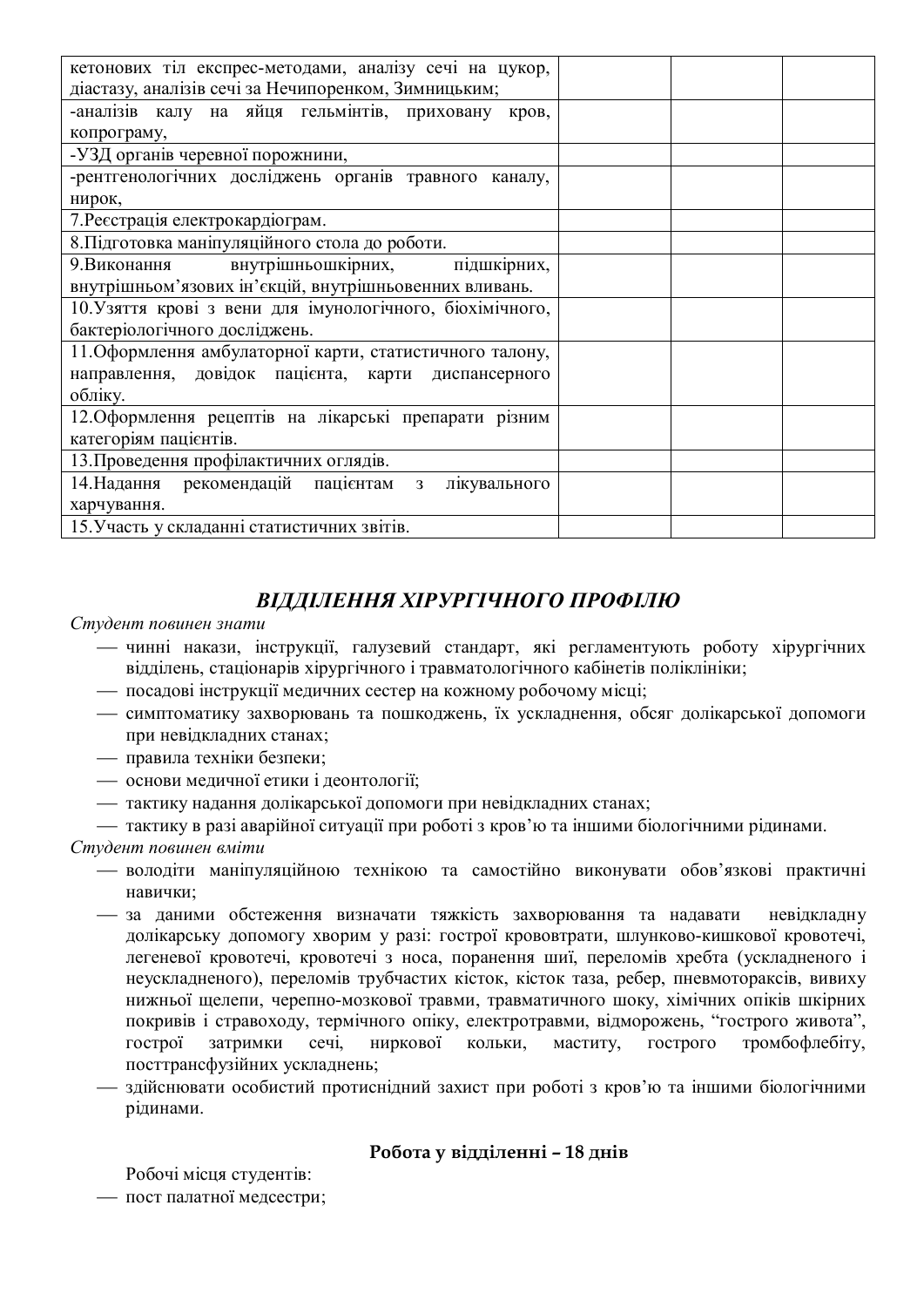| | | | |
|---|---|---|---|
| кетонових тіл експрес-методами, аналізу сечі на цукор, діастазу, аналізів сечі за Нечипоренком, Зимницьким; | | | |
| -аналізів калу на яйця гельмінтів, приховану кров, копрограму, | | | |
| -УЗД органів черевної порожнини, | | | |
| -рентгенологічних досліджень органів травного каналу, нирок, | | | |
| 7.Реєстрація електрокардіограм. | | | |
| 8.Підготовка маніпуляційного стола до роботи. | | | |
| 9.Виконання внутрішньошкірних, підшкірних, внутрішньом'язових ін'єкцій, внутрішньовенних вливань. | | | |
| 10.Узяття крові з вени для імунологічного, біохімічного, бактеріологічного досліджень. | | | |
| 11.Оформлення амбулаторної карти, статистичного талону, направлення, довідок пацієнта, карти диспансерного обліку. | | | |
| 12.Оформлення рецептів на лікарські препарати різним категоріям пацієнтів. | | | |
| 13.Проведення профілактичних оглядів. | | | |
| 14.Надання рекомендацій пацієнтам з лікувального харчування. | | | |
| 15.Участь у складанні статистичних звітів. | | | |

## *ВІДДІЛЕННЯ ХІРУРГІЧНОГО ПРОФІЛЮ*

*Студент повинен знати*

- чинні накази, інструкції, галузевий стандарт, які регламентують роботу хірургічних відділень, стаціонарів хірургічного і травматологічного кабінетів поліклініки;
- посадові інструкції медичних сестер на кожному робочому місці;
- симптоматику захворювань та пошкоджень, їх ускладнення, обсяг долікарської допомоги при невідкладних станах;
- правила техніки безпеки;
- основи медичної етики і деонтології;
- тактику надання долікарської допомоги при невідкладних станах;
- тактику в разі аварійної ситуації при роботі з кров'ю та іншими біологічними рідинами.

*Студент повинен вміти*

- володіти маніпуляційною технікою та самостійно виконувати обов'язкові практичні навички;
- за даними обстеження визначати тяжкість захворювання та надавати невідкладну долікарську допомогу хворим у разі: гострої крововтрати, шлунково-кишкової кровотечі, легеневої кровотечі, кровотечі з носа, поранення шиї, переломів хребта (ускладненого і неускладненого), переломів трубчастих кісток, кісток таза, ребер, пневмотораксів, вивиху нижньої щелепи, черепно-мозкової травми, травматичного шоку, хімічних опіків шкірних покривів і стравоходу, термічного опіку, електротравми, відморожень, "гострого живота", гострої затримки сечі, ниркової кольки, маститу, гострого тромбофлебіту, посттрансфузійних ускладнень;
- здійснювати особистий протиснідний захист при роботі з кров'ю та іншими біологічними рідинами.

**Робота у відділенні – 18 днів**

Робочі місця студентів:

- пост палатної медсестри;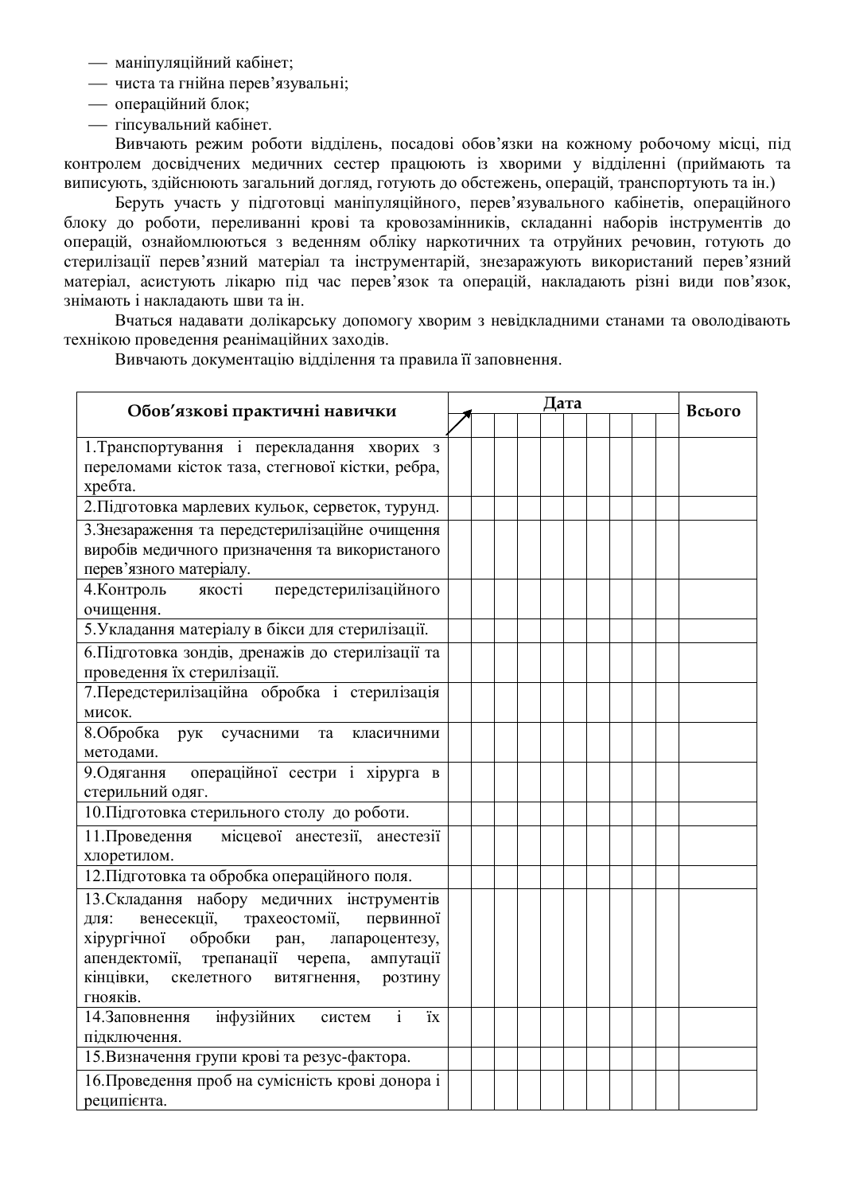- — маніпуляційний кабінет;
- — чиста та гнійна перев'язувальні;
- — операційний блок;
- — гіпсувальний кабінет.

Вивчають режим роботи відділень, посадові обов'язки на кожному робочому місці, під контролем досвідчених медичних сестер працюють із хворими у відділенні (приймають та виписують, здійснюють загальний догляд, готують до обстежень, операцій, транспортують та ін.)

Беруть участь у підготовці маніпуляційного, перев'язувального кабінетів, операційного блоку до роботи, переливанні крові та кровозамінників, складанні наборів інструментів до операцій, ознайомлюються з веденням обліку наркотичних та отруйних речовин, готують до стерилізації перев'язний матеріал та інструментарій, знезаражують використаний перев'язний матеріал, асистують лікарю під час перев'язок та операцій, накладають різні види пов'язок, знімають і накладають шви та ін.

Вчаться надавати долікарську допомогу хворим з невідкладними станами та оволодівають технікою проведення реанімаційних заходів.

Вивчають документацію відділення та правила її заповнення.

| Обов'язкові практичні навички | Дата | | | | | | | | | | Всього |
|---|---|---|---|---|---|---|---|---|---|---|---|
| | ↗ | | | | | | | | | | |
| 1.Транспортування і перекладання хворих з переломами кісток таза, стегнової кістки, ребра, хребта. | | | | | | | | | | | |
| 2.Підготовка марлевих кульок, серветок, турунд. | | | | | | | | | | | |
| 3.Знезараження та передстерилізаційне очищення виробів медичного призначення та використаного перев'язного матеріалу. | | | | | | | | | | | |
| 4.Контроль якості передстерилізаційного очищення. | | | | | | | | | | | |
| 5.Укладання матеріалу в бікси для стерилізації. | | | | | | | | | | | |
| 6.Підготовка зондів, дренажів до стерилізації та проведення їх стерилізації. | | | | | | | | | | | |
| 7.Передстерилізаційна обробка і стерилізація мисок. | | | | | | | | | | | |
| 8.Обробка рук сучасними та класичними методами. | | | | | | | | | | | |
| 9.Одягання операційної сестри і хірурга в стерильний одяг. | | | | | | | | | | | |
| 10.Підготовка стерильного столу до роботи. | | | | | | | | | | | |
| 11.Проведення місцевої анестезії, анестезії хлоретилом. | | | | | | | | | | | |
| 12.Підготовка та обробка операційного поля. | | | | | | | | | | | |
| 13.Складання набору медичних інструментів для: венесекції, трахеостомії, первинної хірургічної обробки ран, лапароцентезу, апендектомії, трепанації черепа, ампутації кінцівки, скелетного витягнення, розтину гнояків. | | | | | | | | | | | |
| 14.Заповнення інфузійних систем і їх підключення. | | | | | | | | | | | |
| 15.Визначення групи крові та резус-фактора. | | | | | | | | | | | |
| 16.Проведення проб на сумісність крові донора і реципієнта. | | | | | | | | | | | |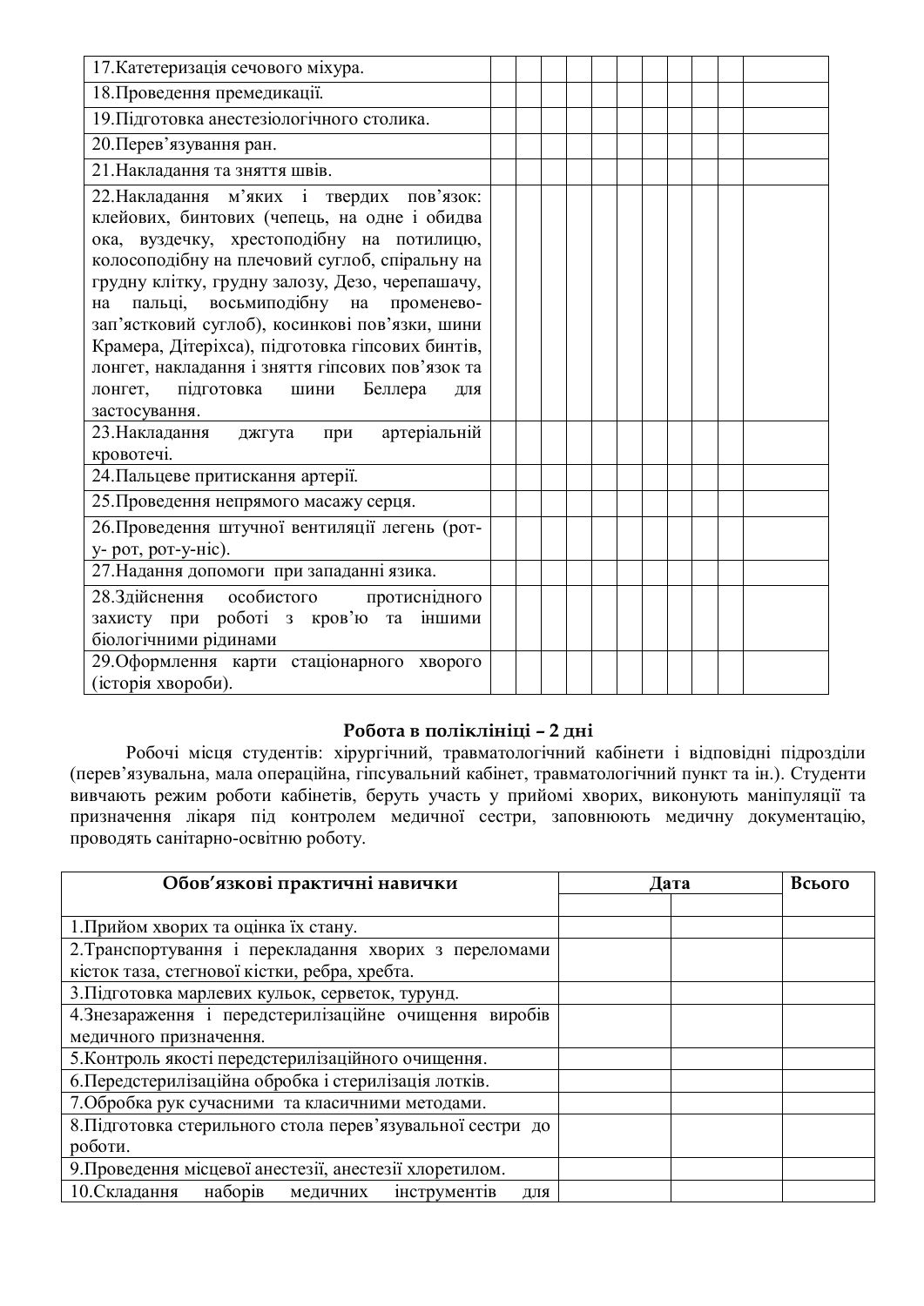| | | | | | | | | | | | |
|---|---|---|---|---|---|---|---|---|---|---|---|
| 17.Катетеризація сечового міхура. | | | | | | | | | | | |
| 18.Проведення премедикації. | | | | | | | | | | | |
| 19.Підготовка анестезіологічного столика. | | | | | | | | | | | |
| 20.Перев'язування ран. | | | | | | | | | | | |
| 21.Накладання та зняття швів. | | | | | | | | | | | |
| 22.Накладання м'яких і твердих пов'язок: клейових, бинтових (чепець, на одне і обидва ока, вуздечку, хрестоподібну на потилицю, колосоподібну на плечовий суглоб, спіральну на грудну клітку, грудну залозу, Дезо, черепашачу, на пальці, восьмиподібну на променево-зап'ястковий суглоб), косинкові пов'язки, шини Крамера, Дітеріхса), підготовка гіпсових бинтів, лонгет, накладання і зняття гіпсових пов'язок та лонгет, підготовка шини Беллера для застосування. | | | | | | | | | | | |
| 23.Накладання джгута при артеріальній кровотечі. | | | | | | | | | | | |
| 24.Пальцеве притискання артерії. | | | | | | | | | | | |
| 25.Проведення непрямого масажу серця. | | | | | | | | | | | |
| 26.Проведення штучної вентиляції легень (рот-у- рот, рот-у-ніс). | | | | | | | | | | | |
| 27.Надання допомоги при западанні язика. | | | | | | | | | | | |
| 28.Здійснення особистого протиснідного захисту при роботі з кров'ю та іншими біологічними рідинами | | | | | | | | | | | |
| 29.Оформлення карти стаціонарного хворого (історія хвороби). | | | | | | | | | | | |

**Робота в поліклініці – 2 дні**

Робочі місця студентів: хірургічний, травматологічний кабінети і відповідні підрозділи (перев'язувальна, мала операційна, гіпсувальний кабінет, травматологічний пункт та ін.). Студенти вивчають режим роботи кабінетів, беруть участь у прийомі хворих, виконують маніпуляції та призначення лікаря під контролем медичної сестри, заповнюють медичну документацію, проводять санітарно-освітню роботу.

| Обов'язкові практичні навички | Дата | | Всього |
|---|---|---|---|
| | | | |
| 1.Прийом хворих та оцінка їх стану. | | | |
| 2.Транспортування і перекладання хворих з переломами кісток таза, стегнової кістки, ребра, хребта. | | | |
| 3.Підготовка марлевих кульок, серветок, турунд. | | | |
| 4.Знезараження і передстерилізаційне очищення виробів медичного призначення. | | | |
| 5.Контроль якості передстерилізаційного очищення. | | | |
| 6.Передстерилізаційна обробка і стерилізація лотків. | | | |
| 7.Обробка рук сучасними та класичними методами. | | | |
| 8.Підготовка стерильного стола перев'язувальної сестри до роботи. | | | |
| 9.Проведення місцевої анестезії, анестезії хлоретилом. | | | |
| 10.Складання наборів медичних інструментів для | | | |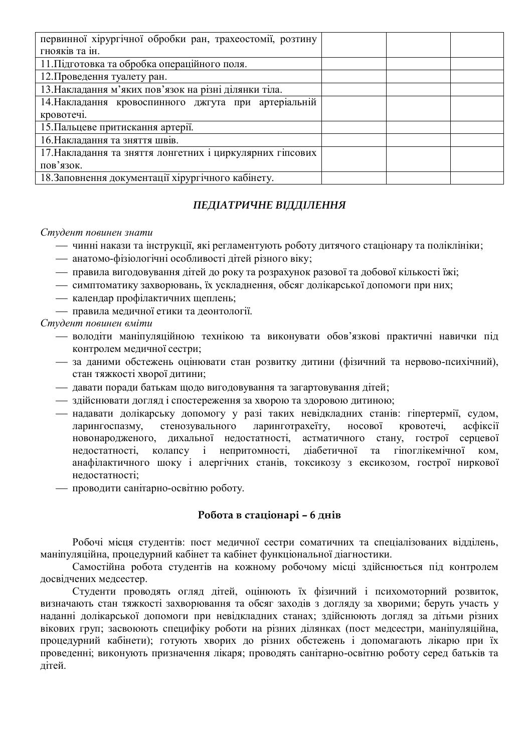| | | | |
|---|---|---|---|
| первинної хірургічної обробки ран, трахеостомії, розтину гнояків та ін. | | | |
| 11.Підготовка та обробка операційного поля. | | | |
| 12.Проведення туалету ран. | | | |
| 13.Накладання м'яких пов'язок на різні ділянки тіла. | | | |
| 14.Накладання кровоспинного джгута при артеріальній кровотечі. | | | |
| 15.Пальцеве притискання артерії. | | | |
| 16.Накладання та зняття швів. | | | |
| 17.Накладання та зняття лонгетних і циркулярних гіпсових пов'язок. | | | |
| 18.Заповнення документації хірургічного кабінету. | | | |

## *ПЕДІАТРИЧНЕ ВІДДІЛЕННЯ*

*Студент повинен знати*

- чинні накази та інструкції, які регламентують роботу дитячого стаціонару та поліклініки;
- анатомо-фізіологічні особливості дітей різного віку;
- правила вигодовування дітей до року та розрахунок разової та добової кількості їжі;
- симптоматику захворювань, їх ускладнення, обсяг долікарської допомоги при них;
- календар профілактичних щеплень;
- правила медичної етики та деонтології.

*Студент повинен вміти*

- володіти маніпуляційною технікою та виконувати обов'язкові практичні навички під контролем медичної сестри;
- за даними обстежень оцінювати стан розвитку дитини (фізичний та нервово-психічний), стан тяжкості хворої дитини;
- давати поради батькам щодо вигодовування та загартовування дітей;
- здійснювати догляд і спостереження за хворою та здоровою дитиною;
- надавати долікарську допомогу у разі таких невідкладних станів: гіпертермії, судом, ларингоспазму, стенозувального ларинготрахеїту, носової кровотечі, асфіксії новонародженого, дихальної недостатності, астматичного стану, гострої серцевої недостатності, колапсу і непритомності, діабетичної та гіпоглікемічної ком, анафілактичного шоку і алергічних станів, токсикозу з ексикозом, гострої ниркової недостатності;
- проводити санітарно-освітню роботу.

### Робота в стаціонарі – 6 днів

Робочі місця студентів: пост медичної сестри соматичних та спеціалізованих відділень, маніпуляційна, процедурний кабінет та кабінет функціональної діагностики.

Самостійна робота студентів на кожному робочому місці здійснюється під контролем досвідчених медсестер.

Студенти проводять огляд дітей, оцінюють їх фізичний і психомоторний розвиток, визначають стан тяжкості захворювання та обсяг заходів з догляду за хворими; беруть участь у наданні долікарської допомоги при невідкладних станах; здійснюють догляд за дітьми різних вікових груп; засвоюють специфіку роботи на різних ділянках (пост медсестри, маніпуляційна, процедурний кабінети); готують хворих до різних обстежень і допомагають лікарю при їх проведенні; виконують призначення лікаря; проводять санітарно-освітню роботу серед батьків та дітей.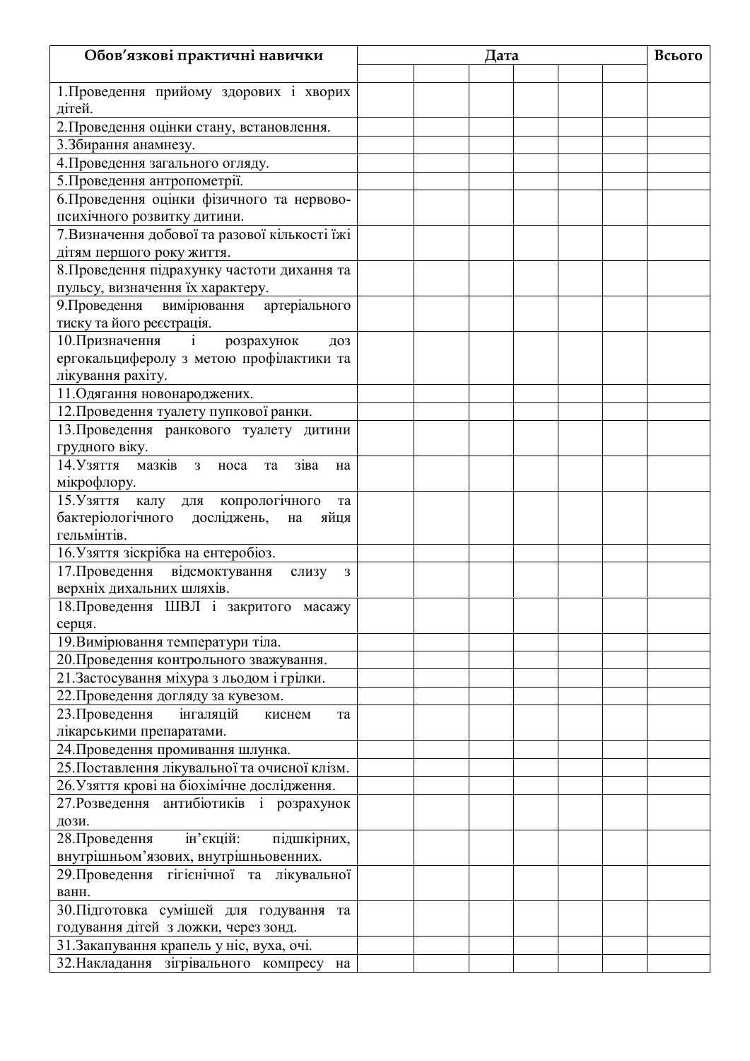| Обов'язкові практичні навички | Дата | | | | | | Всього |
|---|---|---|---|---|---|---|---|
| | | | | | | | |
| 1.Проведення прийому здорових і хворих дітей. | | | | | | | |
| 2.Проведення оцінки стану, встановлення. | | | | | | | |
| 3.Збирання анамнезу. | | | | | | | |
| 4.Проведення загального огляду. | | | | | | | |
| 5.Проведення антропометрії. | | | | | | | |
| 6.Проведення оцінки фізичного та нервово-психічного розвитку дитини. | | | | | | | |
| 7.Визначення добової та разової кількості їжі дітям першого року життя. | | | | | | | |
| 8.Проведення підрахунку частоти дихання та пульсу, визначення їх характеру. | | | | | | | |
| 9.Проведення вимірювання артеріального тиску та його реєстрація. | | | | | | | |
| 10.Призначення і розрахунок доз ергокальциферолу з метою профілактики та лікування рахіту. | | | | | | | |
| 11.Одягання новонароджених. | | | | | | | |
| 12.Проведення туалету пупкової ранки. | | | | | | | |
| 13.Проведення ранкового туалету дитини грудного віку. | | | | | | | |
| 14.Узяття мазків з носа та зіва на мікрофлору. | | | | | | | |
| 15.Узяття калу для копрологічного та бактеріологічного досліджень, на яйця гельмінтів. | | | | | | | |
| 16.Узяття зіскрібка на ентеробіоз. | | | | | | | |
| 17.Проведення відсмоктування слизу з верхніх дихальних шляхів. | | | | | | | |
| 18.Проведення ШВЛ і закритого масажу серця. | | | | | | | |
| 19.Вимірювання температури тіла. | | | | | | | |
| 20.Проведення контрольного зважування. | | | | | | | |
| 21.Застосування міхура з льодом і грілки. | | | | | | | |
| 22.Проведення догляду за кувезом. | | | | | | | |
| 23.Проведення інгаляцій киснем та лікарськими препаратами. | | | | | | | |
| 24.Проведення промивання шлунка. | | | | | | | |
| 25.Поставлення лікувальної та очисної клізм. | | | | | | | |
| 26.Узяття крові на біохімічне дослідження. | | | | | | | |
| 27.Розведення антибіотиків і розрахунок дози. | | | | | | | |
| 28.Проведення ін'єкцій: підшкірних, внутрішньом'язових, внутрішньовенних. | | | | | | | |
| 29.Проведення гігієнічної та лікувальної ванн. | | | | | | | |
| 30.Підготовка сумішей для годування та годування дітей з ложки, через зонд. | | | | | | | |
| 31.Закапування крапель у ніс, вуха, очі. | | | | | | | |
| 32.Накладання зігрівального компресу на | | | | | | | |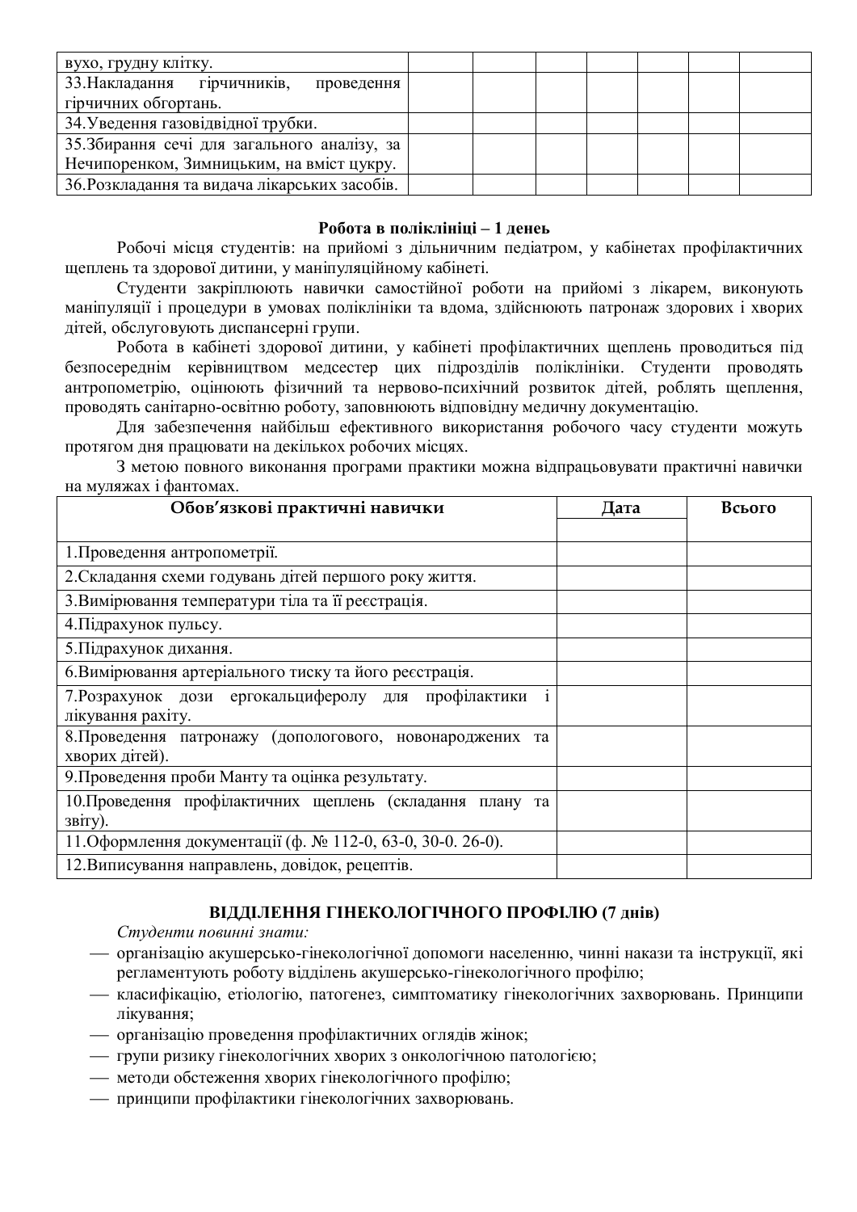| | | | | | | | |
|---|---|---|---|---|---|---|---|
| вухо, грудну клітку. | | | | | | | |
| 33.Накладання гірчичників, проведення гірчичних обгортань. | | | | | | | |
| 34.Уведення газовідвідної трубки. | | | | | | | |
| 35.Збирання сечі для загального аналізу, за Нечипоренком, Зимницьким, на вміст цукру. | | | | | | | |
| 36.Розкладання та видача лікарських засобів. | | | | | | | |

**Робота в поліклініці – 1 денеь**

Робочі місця студентів: на прийомі з дільничним педіатром, у кабінетах профілактичних щеплень та здорової дитини, у маніпуляційному кабінеті.

Студенти закріплюють навички самостійної роботи на прийомі з лікарем, виконують маніпуляції і процедури в умовах поліклініки та вдома, здійснюють патронаж здорових і хворих дітей, обслуговують диспансерні групи.

Робота в кабінеті здорової дитини, у кабінеті профілактичних щеплень проводиться під безпосереднім керівництвом медсестер цих підрозділів поліклініки. Студенти проводять антропометрію, оцінюють фізичний та нервово-психічний розвиток дітей, роблять щеплення, проводять санітарно-освітню роботу, заповнюють відповідну медичну документацію.

Для забезпечення найбільш ефективного використання робочого часу студенти можуть протягом дня працювати на декількох робочих місцях.

З метою повного виконання програми практики можна відпрацьовувати практичні навички на муляжах і фантомах.

| Обов'язкові практичні навички | Дата | Всього |
|---|---|---|
| | | |
| 1.Проведення антропометрії. | | |
| 2.Складання схеми годувань дітей першого року життя. | | |
| 3.Вимірювання температури тіла та її реєстрація. | | |
| 4.Підрахунок пульсу. | | |
| 5.Підрахунок дихання. | | |
| 6.Вимірювання артеріального тиску та його реєстрація. | | |
| 7.Розрахунок дози ергокальциферолу для профілактики і лікування рахіту. | | |
| 8.Проведення патронажу (допологового, новонароджених та хворих дітей). | | |
| 9.Проведення проби Манту та оцінка результату. | | |
| 10.Проведення профілактичних щеплень (складання плану та звіту). | | |
| 11.Оформлення документації (ф. № 112-0, 63-0, 30-0. 26-0). | | |
| 12.Виписування направлень, довідок, рецептів. | | |

**ВІДДІЛЕННЯ ГІНЕКОЛОГІЧНОГО ПРОФІЛЮ (7 днів)**

*Студенти повинні знати:*

- організацію акушерсько-гінекологічної допомоги населенню, чинні накази та інструкції, які регламентують роботу відділень акушерсько-гінекологічного профілю;
- класифікацію, етіологію, патогенез, симптоматику гінекологічних захворювань. Принципи лікування;
- організацію проведення профілактичних оглядів жінок;
- групи ризику гінекологічних хворих з онкологічною патологією;
- методи обстеження хворих гінекологічного профілю;
- принципи профілактики гінекологічних захворювань.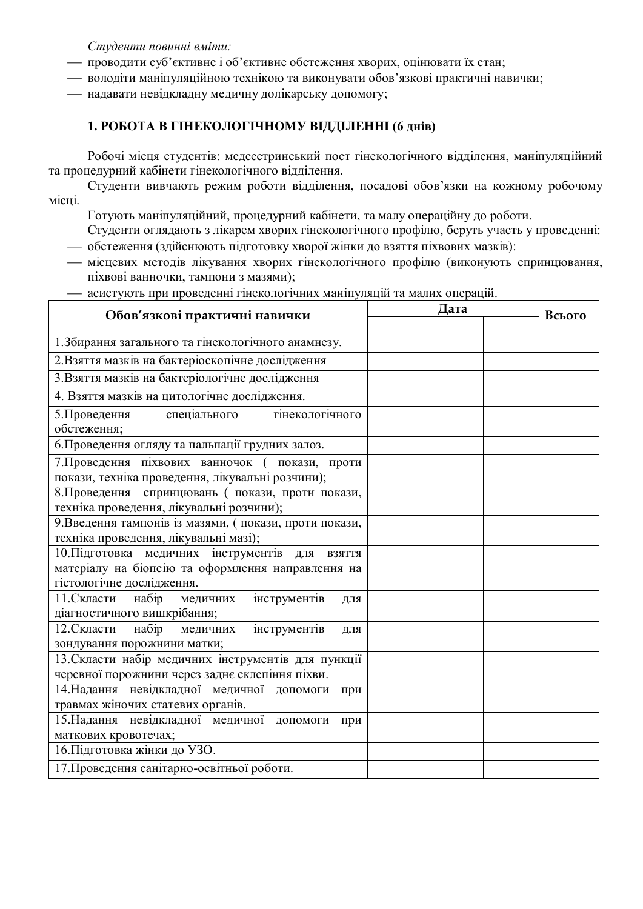*Студенти повинні вміти:*

- проводити суб'єктивне і об'єктивне обстеження хворих, оцінювати їх стан;
- володіти маніпуляційною технікою та виконувати обов'язкові практичні навички;
- надавати невідкладну медичну долікарську допомогу;

### 1. РОБОТА В ГІНЕКОЛОГІЧНОМУ ВІДДІЛЕННІ (6 днів)

Робочі місця студентів: медсестринський пост гінекологічного відділення, маніпуляційний та процедурний кабінети гінекологічного відділення.

Студенти вивчають режим роботи відділення, посадові обов'язки на кожному робочому місці.

Готують маніпуляційний, процедурний кабінети, та малу операційну до роботи.

Студенти оглядають з лікарем хворих гінекологічного профілю, беруть участь у проведенні:

- обстеження (здійснюють підготовку хворої жінки до взяття піхвових мазків):
- місцевих методів лікування хворих гінекологічного профілю (виконують спринцювання, піхвові ванночки, тампони з мазями);
- асистують при проведенні гінекологічних маніпуляцій та малих операцій.

| Обов'язкові практичні навички | Дата | | | | | | Всього |
|---|---|---|---|---|---|---|---|
| | | | | | | | |
| 1.Збирання загального та гінекологічного анамнезу. | | | | | | | |
| 2.Взяття мазків на бактеріоскопічне дослідження | | | | | | | |
| 3.Взяття мазків на бактеріологічне дослідження | | | | | | | |
| 4. Взяття мазків на цитологічне дослідження. | | | | | | | |
| 5.Проведення спеціального гінекологічного обстеження; | | | | | | | |
| 6.Проведення огляду та пальпації грудних залоз. | | | | | | | |
| 7.Проведення піхвових ванночок ( покази, проти покази, техніка проведення, лікувальні розчини); | | | | | | | |
| 8.Проведення спринцювань ( покази, проти покази, техніка проведення, лікувальні розчини); | | | | | | | |
| 9.Введення тампонів із мазями, ( покази, проти покази, техніка проведення, лікувальні мазі); | | | | | | | |
| 10.Підготовка медичних інструментів для взяття матеріалу на біопсію та оформлення направлення на гістологічне дослідження. | | | | | | | |
| 11.Скласти набір медичних інструментів для діагностичного вишкрібання; | | | | | | | |
| 12.Скласти набір медичних інструментів для зондування порожнини матки; | | | | | | | |
| 13.Скласти набір медичних інструментів для пункції черевної порожнини через заднє склепіння піхви. | | | | | | | |
| 14.Надання невідкладної медичної допомоги при травмах жіночих статевих органів. | | | | | | | |
| 15.Надання невідкладної медичної допомоги при маткових кровотечах; | | | | | | | |
| 16.Підготовка жінки до УЗО. | | | | | | | |
| 17.Проведення санітарно-освітньої роботи. | | | | | | | |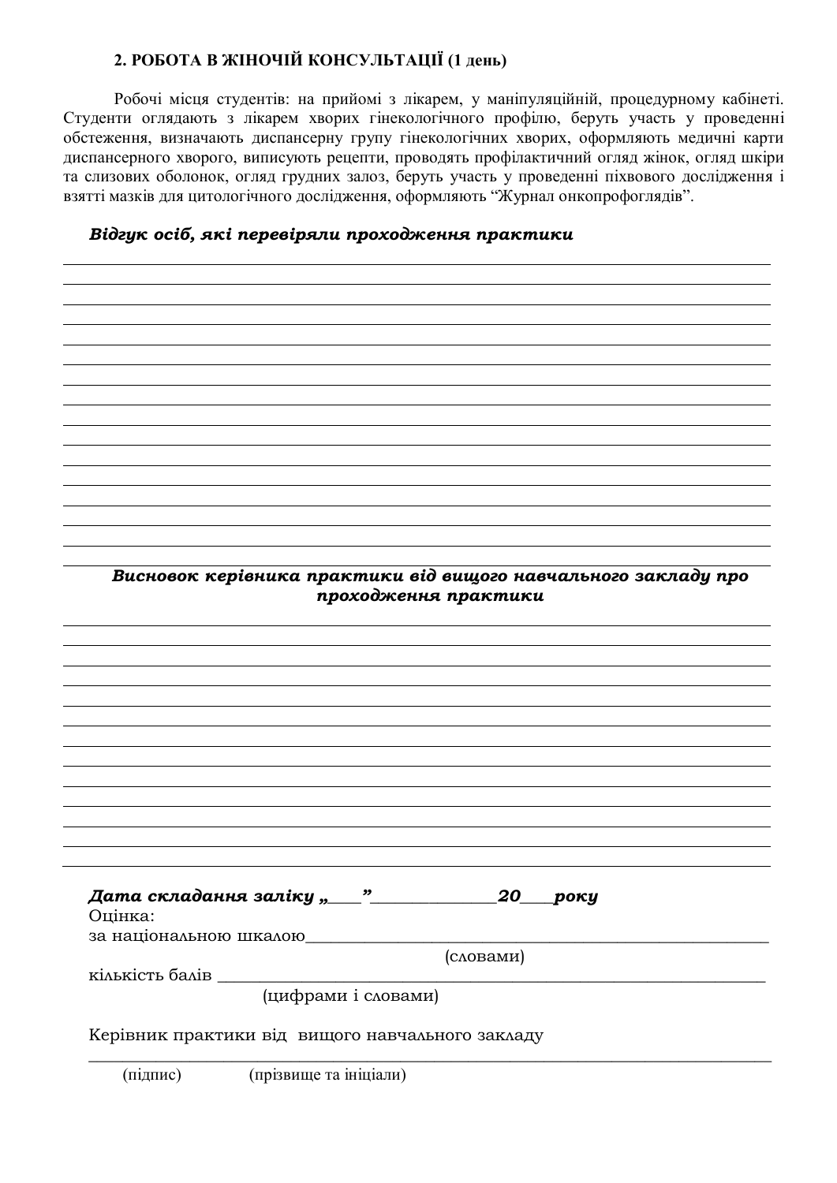## 2. РОБОТА В ЖІНОЧІЙ КОНСУЛЬТАЦІЇ (1 день)

Робочі місця студентів: на прийомі з лікарем, у маніпуляційній, процедурному кабінеті. Студенти оглядають з лікарем хворих гінекологічного профілю, беруть участь у проведенні обстеження, визначають диспансерну групу гінекологічних хворих, оформляють медичні карти диспансерного хворого, виписують рецепти, проводять профілактичний огляд жінок, огляд шкіри та слизових оболонок, огляд грудних залоз, беруть участь у проведенні піхвового дослідження і взятті мазків для цитологічного дослідження, оформляють "Журнал онкопрофоглядів".

***Відгук осіб, які перевіряли проходження практики***

________________________________________________________________________________
________________________________________________________________________________
________________________________________________________________________________
________________________________________________________________________________
________________________________________________________________________________
________________________________________________________________________________
________________________________________________________________________________
________________________________________________________________________________
________________________________________________________________________________
________________________________________________________________________________
________________________________________________________________________________
________________________________________________________________________________
________________________________________________________________________________
________________________________________________________________________________
________________________________________________________________________________

***Висновок керівника практики від вищого навчального закладу про проходження практики***

________________________________________________________________________________
________________________________________________________________________________
________________________________________________________________________________
________________________________________________________________________________
________________________________________________________________________________
________________________________________________________________________________
________________________________________________________________________________
________________________________________________________________________________
________________________________________________________________________________
________________________________________________________________________________
________________________________________________________________________________
________________________________________________________________________________

***Дата складання заліку „\_\_\_\_" \_\_\_\_\_\_\_\_\_\_\_\_\_\_20\_\_\_\_року***

Оцінка:

за національною шкалою_______________________________________________________

(словами)

кількість балів ________________________________________________________________

(цифрами і словами)

Керівник практики від вищого навчального закладу

________________________________________________________________________________

(підпис) (прізвище та ініціали)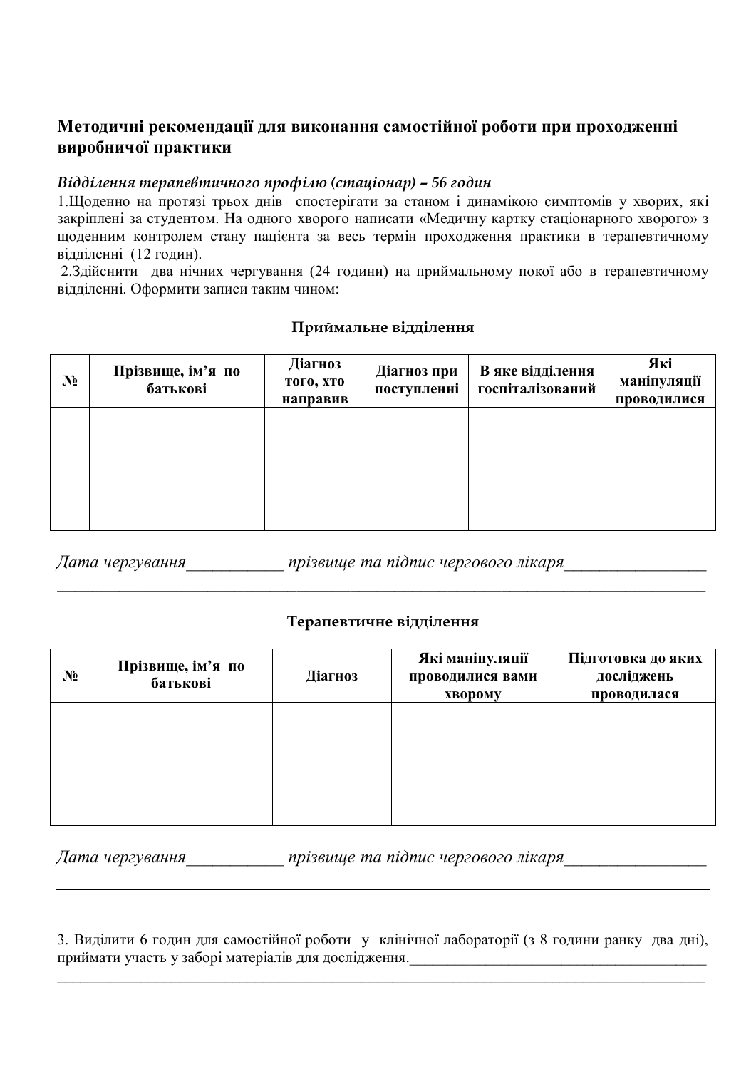## Методичні рекомендації для виконання самостійної роботи при проходженні виробничої практики

*Відділення терапевтичного профілю (стаціонар) – 56 годин*

1.Щоденно на протязі трьох днів спостерігати за станом і динамікою симптомів у хворих, які закріплені за студентом. На одного хворого написати «Медичну картку стаціонарного хворого» з щоденним контролем стану пацієнта за весь термін проходження практики в терапевтичному відділенні (12 годин).

2.Здійснити два нічних чергування (24 години) на приймальному покої або в терапевтичному відділенні. Оформити записи таким чином:

**Приймальне відділення**

| № | Прізвище, ім'я по батькові | Діагноз того, хто направив | Діагноз при поступленні | В яке відділення госпіталізований | Які маніпуляції проводилися |
|---|---|---|---|---|---|
| | | | | | |

*Дата чергування___________ прізвище та підпис чергового лікаря________________*

_____________________________________________________________________________________

**Терапевтичне відділення**

| № | Прізвище, ім'я по батькові | Діагноз | Які маніпуляції проводилися вами хворому | Підготовка до яких досліджень проводилася |
|---|---|---|---|---|
| | | | | |

*Дата чергування___________ прізвище та підпис чергового лікаря________________*

_____________________________________________________________________________________

3. Виділити 6 годин для самостійної роботи у клінічної лабораторії (з 8 години ранку два дні), приймати участь у заборі матеріалів для дослідження.________________________________________

_____________________________________________________________________________________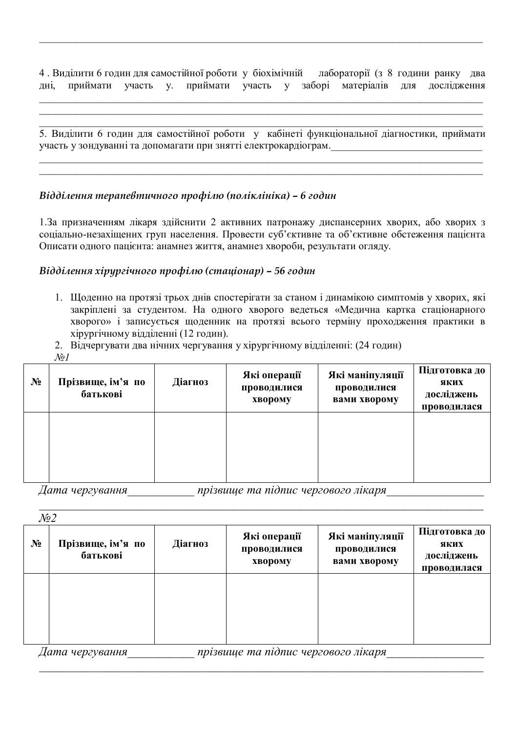4 . Виділити 6 годин для самостійної роботи у біохімічній лабораторії (з 8 години ранку два дні, приймати участь у. приймати участь у заборі матеріалів для дослідження

5. Виділити 6 годин для самостійної роботи у кабінеті функціональної діагностики, приймати участь у зондуванні та допомагати при знятті електрокардіограм.

***Відділення терапевтичного профілю (поліклініка) – 6 годин***

1.За призначенням лікаря здійснити 2 активних патронажу диспансерних хворих, або хворих з соціально-незахищених груп населення. Провести суб'єктивне та об'єктивне обстеження пацієнта Описати одного пацієнта: анамнез життя, анамнез хвороби, результати огляду.

***Відділення хірургічного профілю (стаціонар) – 56 годин***

1. Щоденно на протязі трьох днів спостерігати за станом і динамікою симптомів у хворих, які закріплені за студентом. На одного хворого ведеться «Медична картка стаціонарного хворого» і записується щоденник на протязі всього терміну проходження практики в хірургічному відділенні (12 годин).
2. Відчергувати два нічних чергування у хірургічному відділенні: (24 години)

*№1*

| № | Прізвище, ім'я по батькові | Діагноз | Які операції проводилися хворому | Які маніпуляції проводилися вами хворому | Підготовка до яких досліджень проводилася |
|---|---|---|---|---|---|
| | | | | | |

*Дата чергування___________ прізвище та підпис чергового лікаря________________*

*№2*

| № | Прізвище, ім'я по батькові | Діагноз | Які операції проводилися хворому | Які маніпуляції проводилися вами хворому | Підготовка до яких досліджень проводилася |
|---|---|---|---|---|---|
| | | | | | |

*Дата чергування___________ прізвище та підпис чергового лікаря________________*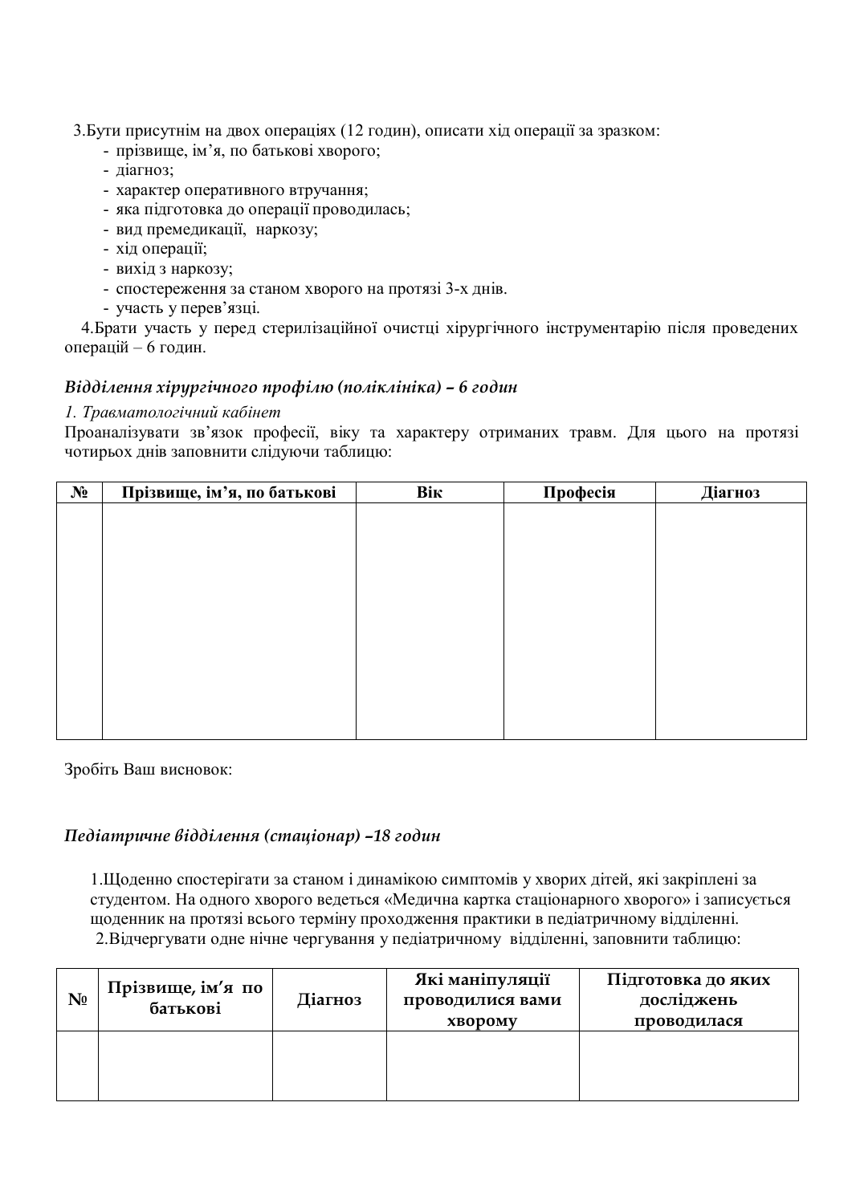3.Бути присутнім на двох операціях (12 годин), описати хід операції за зразком:

- прізвище, ім'я, по батькові хворого;
- діагноз;
- характер оперативного втручання;
- яка підготовка до операції проводилась;
- вид премедикації, наркозу;
- хід операції;
- вихід з наркозу;
- спостереження за станом хворого на протязі 3-х днів.
- участь у перев'язці.

4.Брати участь у перед стерилізаційної очистці хірургічного інструментарію після проведених операцій – 6 годин.

### *Відділення хірургічного профілю (поліклініка) – 6 годин*

*1. Травматологічний кабінет*

Проаналізувати зв'язок професії, віку та характеру отриманих травм. Для цього на протязі чотирьох днів заповнити слідуючи таблицю:

| № | Прізвище, ім'я, по батькові | Вік | Професія | Діагноз |
|---|---|---|---|---|
| | | | | |

Зробіть Ваш висновок:

### *Педіатричне відділення (стаціонар) –18 годин*

1.Щоденно спостерігати за станом і динамікою симптомів у хворих дітей, які закріплені за студентом. На одного хворого ведеться «Медична картка стаціонарного хворого» і записується щоденник на протязі всього терміну проходження практики в педіатричному відділенні.

2.Відчергувати одне нічне чергування у педіатричному відділенні, заповнити таблицю:

| № | Прізвище, ім'я по батькові | Діагноз | Які маніпуляції проводилися вами хворому | Підготовка до яких досліджень проводилася |
|---|---|---|---|---|
| | | | | |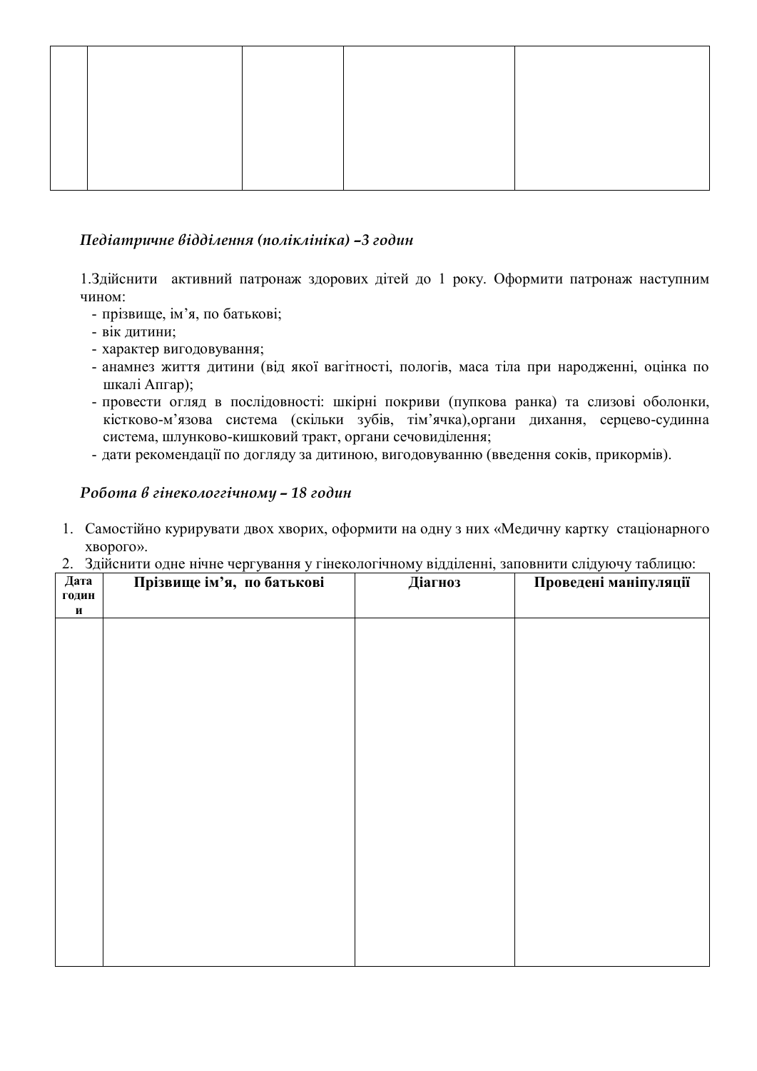| | | | | |
|---|---|---|---|---|
| | | | | |

*Педіатричне відділення (поліклініка) –3 годин*

1.Здійснити активний патронаж здорових дітей до 1 року. Оформити патронаж наступним чином:
- прізвище, ім'я, по батькові;
- вік дитини;
- характер вигодовування;
- анамнез життя дитини (від якої вагітності, пологів, маса тіла при народженні, оцінка по шкалі Апгар);
- провести огляд в послідовності: шкірні покриви (пупкова ранка) та слизові оболонки, кістково-м'язова система (скільки зубів, тім'ячка),органи дихання, серцево-судинна система, шлунково-кишковий тракт, органи сечовиділення;
- дати рекомендації по догляду за дитиною, вигодовуванню (введення соків, прикормів).

*Робота в гінекологгічному – 18 годин*

1. Самостійно курирувати двох хворих, оформити на одну з них «Медичну картку стаціонарного хворого».
2. Здійснити одне нічне чергування у гінекологічному відділенні, заповнити слідуючу таблицю:

| Дата години | Прізвище ім'я, по батькові | Діагноз | Проведені маніпуляції |
|---|---|---|---|
| | | | |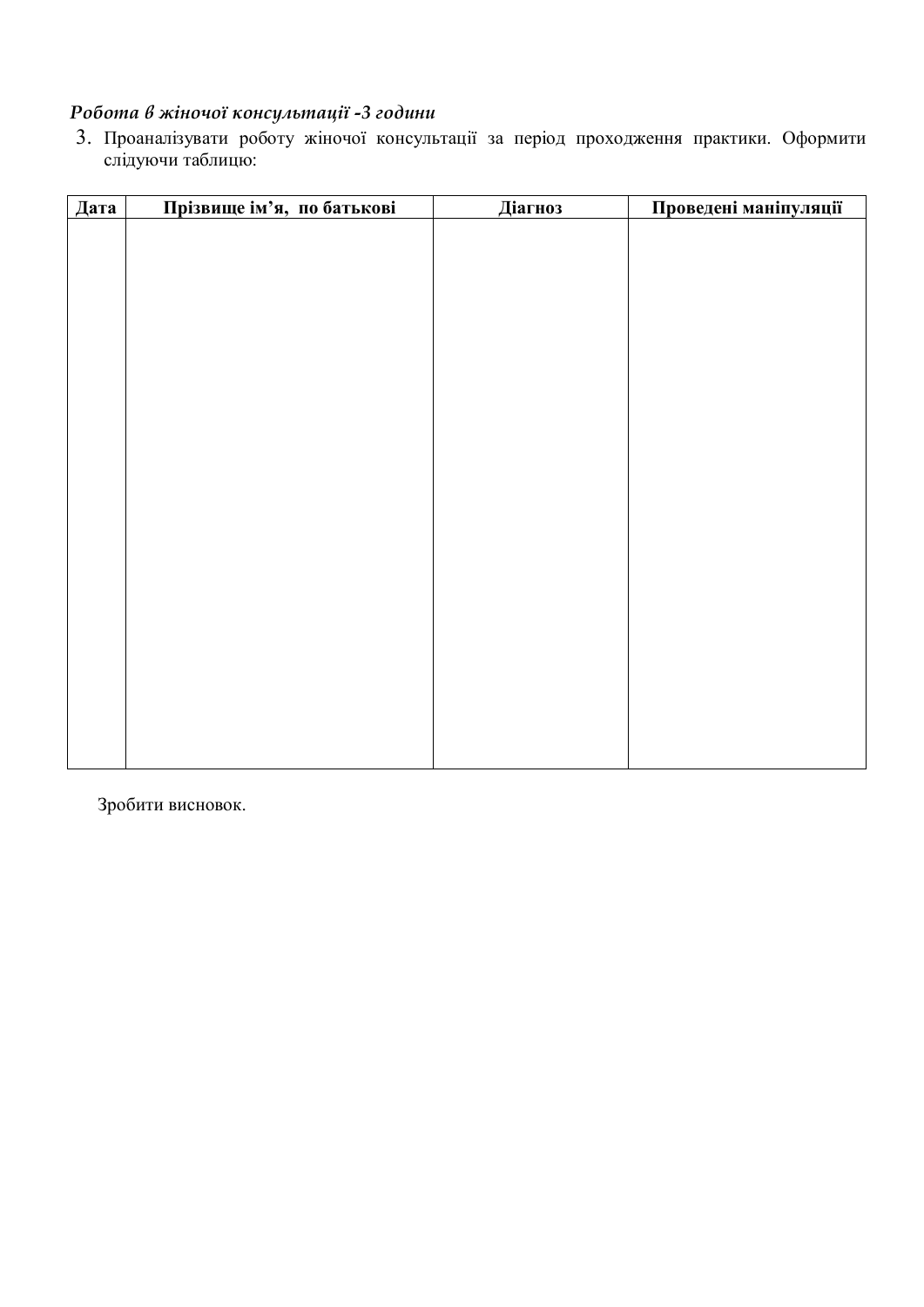*Робота в жіночої консультації -3 години*

3. Проаналізувати роботу жіночої консультації за період проходження практики. Оформити слідуючи таблицю:

| **Дата** | **Прізвище ім'я, по батькові** | **Діагноз** | **Проведені маніпуляції** |
|---|---|---|---|
| | | | |

Зробити висновок.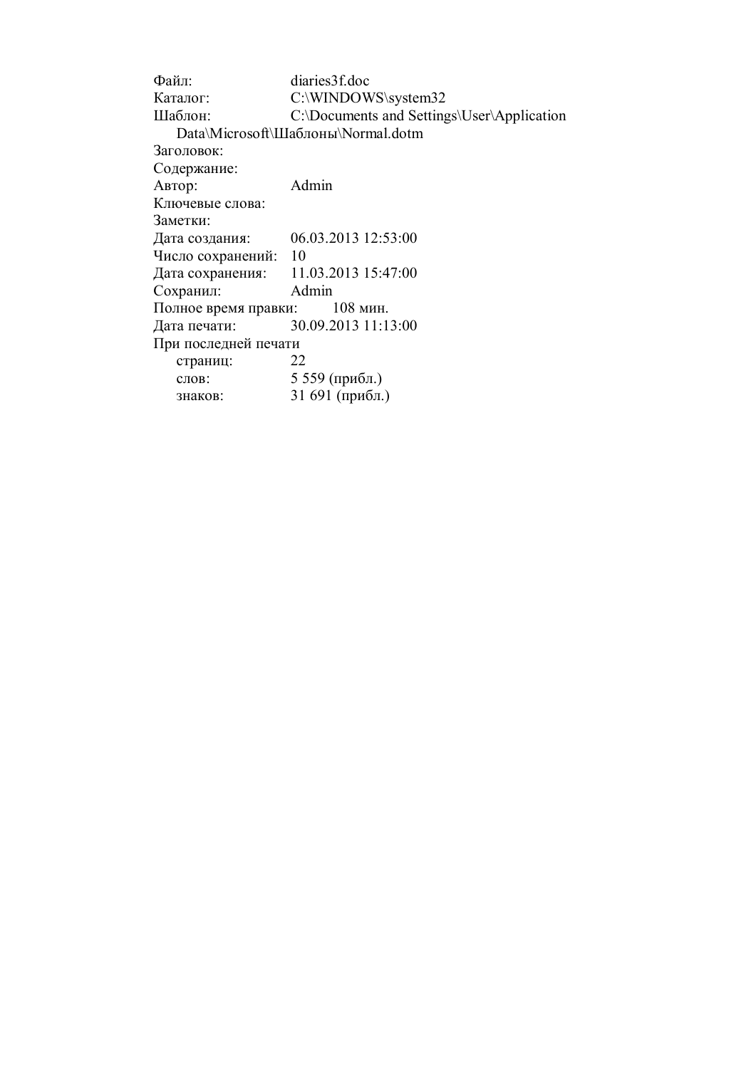Файл: diaries3f.doc
Каталог: C:\WINDOWS\system32
Шаблон: C:\Documents and Settings\User\Application Data\Microsoft\Шаблоны\Normal.dotm
Заголовок:
Содержание:
Автор: Admin
Ключевые слова:
Заметки:
Дата создания: 06.03.2013 12:53:00
Число сохранений: 10
Дата сохранения: 11.03.2013 15:47:00
Сохранил: Admin
Полное время правки: 108 мин.
Дата печати: 30.09.2013 11:13:00
При последней печати
страниц: 22
слов: 5 559 (прибл.)
знаков: 31 691 (прибл.)